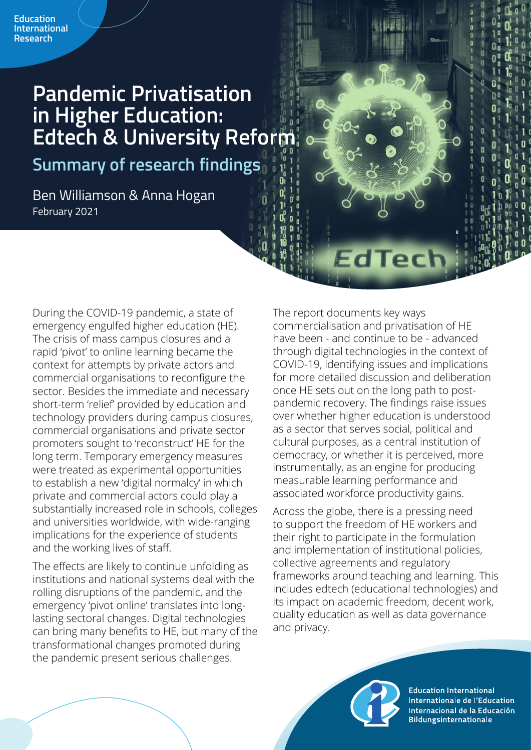Education International Research

# Pandemic Privatisation in Higher Education: Edtech & University Reform

## Summary of research findings

Ben Williamson & Anna Hogan

February 2021

During the COVID-19 pandemic, a state of emergency engulfed higher education (HE). The crisis of mass campus closures and a rapid 'pivot' to online learning became the context for attempts by private actors and commercial organisations to reconfigure the sector. Besides the immediate and necessary short-term 'relief' provided by education and technology providers during campus closures, commercial organisations and private sector promoters sought to 'reconstruct' HE for the long term. Temporary emergency measures were treated as experimental opportunities to establish a new 'digital normalcy' in which private and commercial actors could play a substantially increased role in schools, colleges and universities worldwide, with wide-ranging implications for the experience of students and the working lives of staff.

The effects are likely to continue unfolding as institutions and national systems deal with the rolling disruptions of the pandemic, and the emergency 'pivot online' translates into long-lasting sectoral changes. Digital technologies can bring many benefits to HE, but many of the transformational changes promoted during the pandemic present serious challenges.

The report documents key ways commercialisation and privatisation of HE have been - and continue to be - advanced through digital technologies in the context of COVID-19, identifying issues and implications for more detailed discussion and deliberation once HE sets out on the long path to post-pandemic recovery. The findings raise issues over whether higher education is understood as a sector that serves social, political and cultural purposes, as a central institution of democracy, or whether it is perceived, more instrumentally, as an engine for producing measurable learning performance and associated workforce productivity gains.

Across the globe, there is a pressing need to support the freedom of HE workers and their right to participate in the formulation and implementation of institutional policies, collective agreements and regulatory frameworks around teaching and learning. This includes edtech (educational technologies) and its impact on academic freedom, decent work, quality education as well as data governance and privacy.

Education International
Internationale de l'Education
Internacional de la Educación
Bildungsinternationale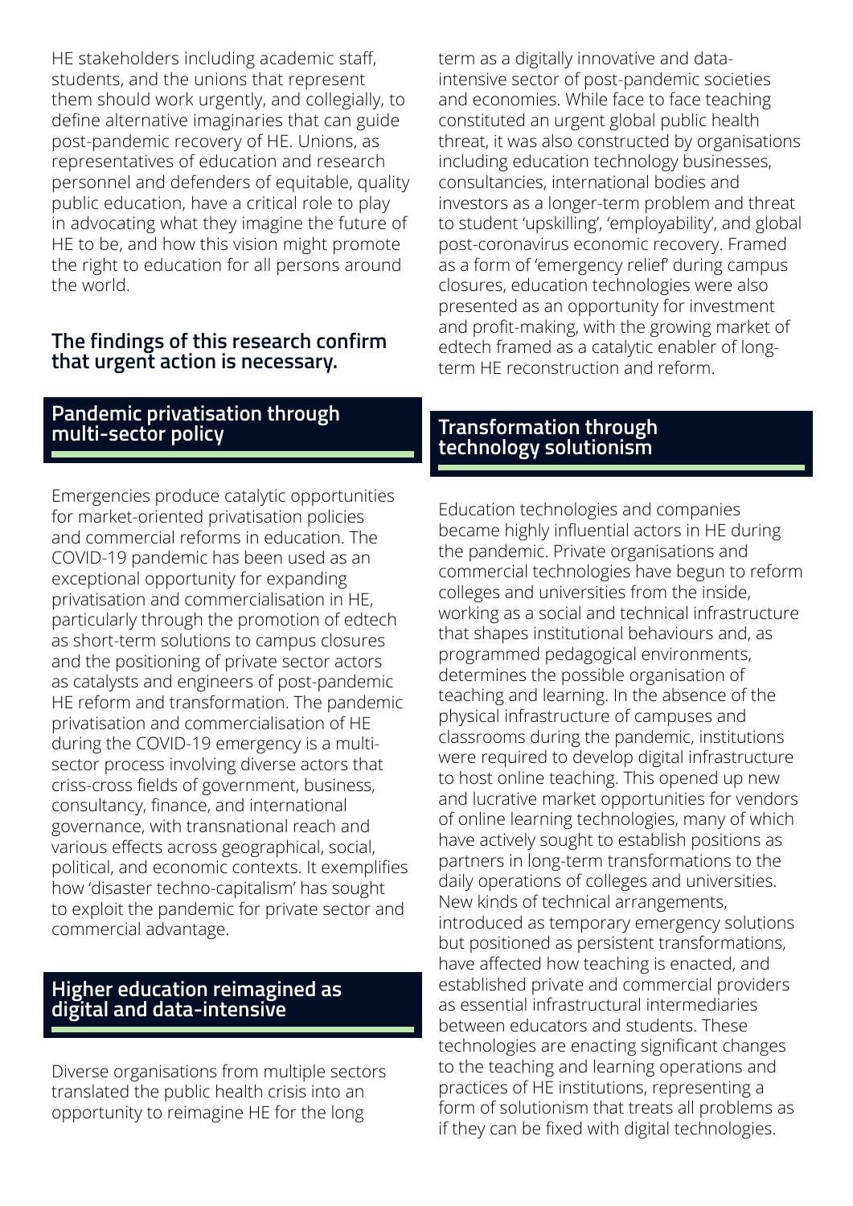HE stakeholders including academic staff, students, and the unions that represent them should work urgently, and collegially, to define alternative imaginaries that can guide post-pandemic recovery of HE. Unions, as representatives of education and research personnel and defenders of equitable, quality public education, have a critical role to play in advocating what they imagine the future of HE to be, and how this vision might promote the right to education for all persons around the world.

**The findings of this research confirm that urgent action is necessary.**

## Pandemic privatisation through multi-sector policy

Emergencies produce catalytic opportunities for market-oriented privatisation policies and commercial reforms in education. The COVID-19 pandemic has been used as an exceptional opportunity for expanding privatisation and commercialisation in HE, particularly through the promotion of edtech as short-term solutions to campus closures and the positioning of private sector actors as catalysts and engineers of post-pandemic HE reform and transformation. The pandemic privatisation and commercialisation of HE during the COVID-19 emergency is a multi-sector process involving diverse actors that criss-cross fields of government, business, consultancy, finance, and international governance, with transnational reach and various effects across geographical, social, political, and economic contexts. It exemplifies how 'disaster techno-capitalism' has sought to exploit the pandemic for private sector and commercial advantage.

## Higher education reimagined as digital and data-intensive

Diverse organisations from multiple sectors translated the public health crisis into an opportunity to reimagine HE for the long term as a digitally innovative and data-intensive sector of post-pandemic societies and economies. While face to face teaching constituted an urgent global public health threat, it was also constructed by organisations including education technology businesses, consultancies, international bodies and investors as a longer-term problem and threat to student 'upskilling', 'employability', and global post-coronavirus economic recovery. Framed as a form of 'emergency relief' during campus closures, education technologies were also presented as an opportunity for investment and profit-making, with the growing market of edtech framed as a catalytic enabler of long-term HE reconstruction and reform.

## Transformation through technology solutionism

Education technologies and companies became highly influential actors in HE during the pandemic. Private organisations and commercial technologies have begun to reform colleges and universities from the inside, working as a social and technical infrastructure that shapes institutional behaviours and, as programmed pedagogical environments, determines the possible organisation of teaching and learning. In the absence of the physical infrastructure of campuses and classrooms during the pandemic, institutions were required to develop digital infrastructure to host online teaching. This opened up new and lucrative market opportunities for vendors of online learning technologies, many of which have actively sought to establish positions as partners in long-term transformations to the daily operations of colleges and universities. New kinds of technical arrangements, introduced as temporary emergency solutions but positioned as persistent transformations, have affected how teaching is enacted, and established private and commercial providers as essential infrastructural intermediaries between educators and students. These technologies are enacting significant changes to the teaching and learning operations and practices of HE institutions, representing a form of solutionism that treats all problems as if they can be fixed with digital technologies.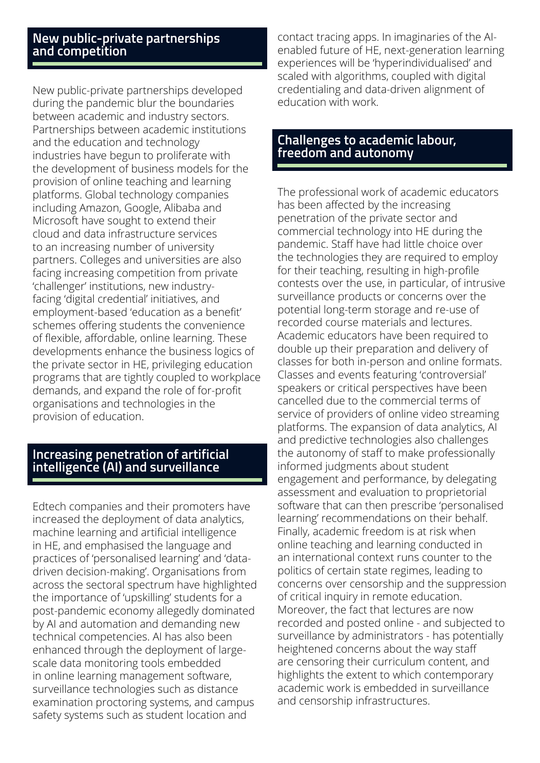## New public-private partnerships and competition

New public-private partnerships developed during the pandemic blur the boundaries between academic and industry sectors. Partnerships between academic institutions and the education and technology industries have begun to proliferate with the development of business models for the provision of online teaching and learning platforms. Global technology companies including Amazon, Google, Alibaba and Microsoft have sought to extend their cloud and data infrastructure services to an increasing number of university partners. Colleges and universities are also facing increasing competition from private 'challenger' institutions, new industry-facing 'digital credential' initiatives, and employment-based 'education as a benefit' schemes offering students the convenience of flexible, affordable, online learning. These developments enhance the business logics of the private sector in HE, privileging education programs that are tightly coupled to workplace demands, and expand the role of for-profit organisations and technologies in the provision of education.

## Increasing penetration of artificial intelligence (AI) and surveillance

Edtech companies and their promoters have increased the deployment of data analytics, machine learning and artificial intelligence in HE, and emphasised the language and practices of 'personalised learning' and 'data-driven decision-making'. Organisations from across the sectoral spectrum have highlighted the importance of 'upskilling' students for a post-pandemic economy allegedly dominated by AI and automation and demanding new technical competencies. AI has also been enhanced through the deployment of large-scale data monitoring tools embedded in online learning management software, surveillance technologies such as distance examination proctoring systems, and campus safety systems such as student location and contact tracing apps. In imaginaries of the AI-enabled future of HE, next-generation learning experiences will be 'hyperindividualised' and scaled with algorithms, coupled with digital credentialing and data-driven alignment of education with work.

## Challenges to academic labour, freedom and autonomy

The professional work of academic educators has been affected by the increasing penetration of the private sector and commercial technology into HE during the pandemic. Staff have had little choice over the technologies they are required to employ for their teaching, resulting in high-profile contests over the use, in particular, of intrusive surveillance products or concerns over the potential long-term storage and re-use of recorded course materials and lectures. Academic educators have been required to double up their preparation and delivery of classes for both in-person and online formats. Classes and events featuring 'controversial' speakers or critical perspectives have been cancelled due to the commercial terms of service of providers of online video streaming platforms. The expansion of data analytics, AI and predictive technologies also challenges the autonomy of staff to make professionally informed judgments about student engagement and performance, by delegating assessment and evaluation to proprietorial software that can then prescribe 'personalised learning' recommendations on their behalf. Finally, academic freedom is at risk when online teaching and learning conducted in an international context runs counter to the politics of certain state regimes, leading to concerns over censorship and the suppression of critical inquiry in remote education. Moreover, the fact that lectures are now recorded and posted online - and subjected to surveillance by administrators - has potentially heightened concerns about the way staff are censoring their curriculum content, and highlights the extent to which contemporary academic work is embedded in surveillance and censorship infrastructures.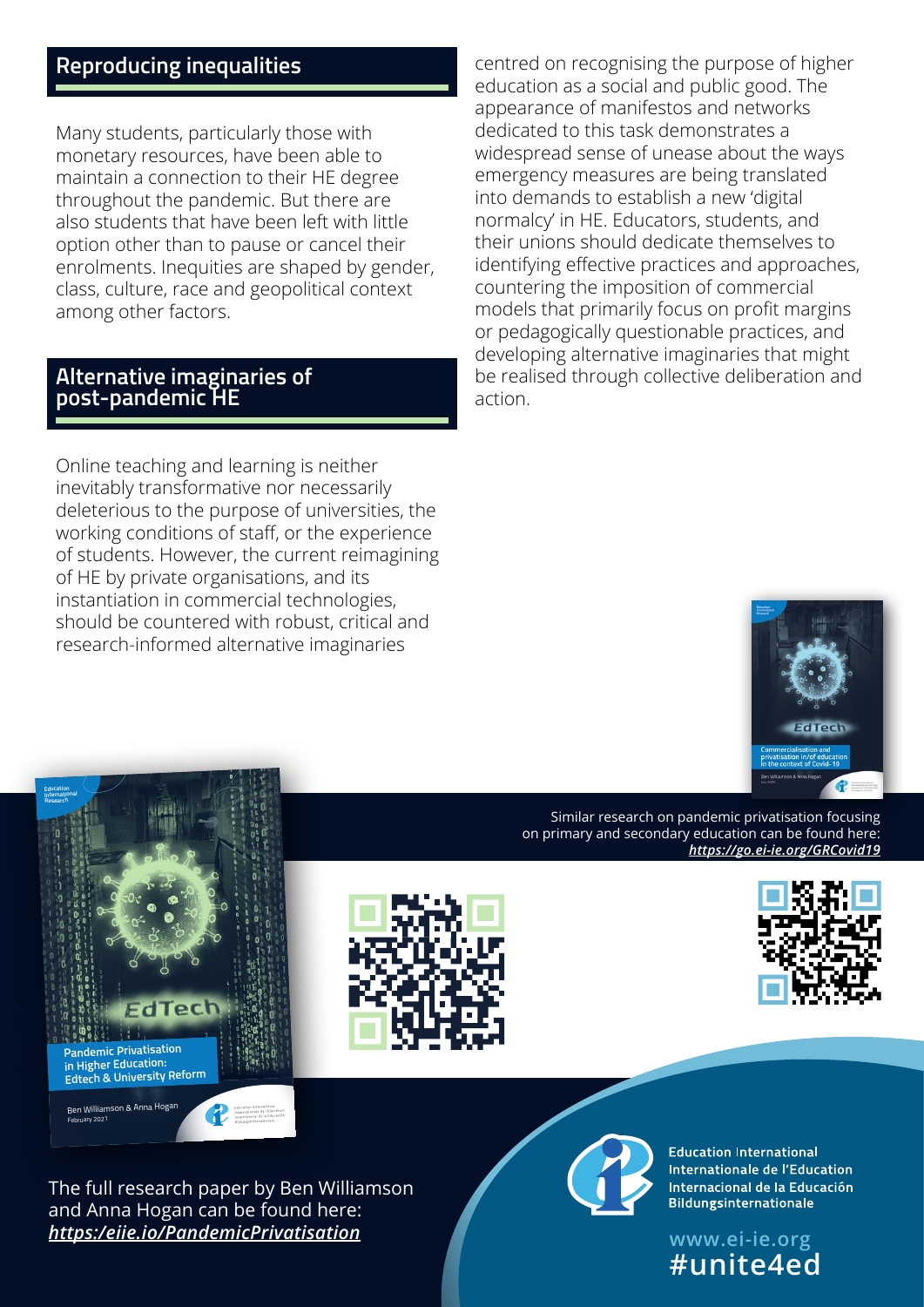## Reproducing inequalities

Many students, particularly those with monetary resources, have been able to maintain a connection to their HE degree throughout the pandemic. But there are also students that have been left with little option other than to pause or cancel their enrolments. Inequities are shaped by gender, class, culture, race and geopolitical context among other factors.

## Alternative imaginaries of post-pandemic HE

Online teaching and learning is neither inevitably transformative nor necessarily deleterious to the purpose of universities, the working conditions of staff, or the experience of students. However, the current reimagining of HE by private organisations, and its instantiation in commercial technologies, should be countered with robust, critical and research-informed alternative imaginaries centred on recognising the purpose of higher education as a social and public good. The appearance of manifestos and networks dedicated to this task demonstrates a widespread sense of unease about the ways emergency measures are being translated into demands to establish a new 'digital normalcy' in HE. Educators, students, and their unions should dedicate themselves to identifying effective practices and approaches, countering the imposition of commercial models that primarily focus on profit margins or pedagogically questionable practices, and developing alternative imaginaries that might be realised through collective deliberation and action.

Similar research on pandemic privatisation focusing on primary and secondary education can be found here: ***https://go.ei-ie.org/GRCovid19***

The full research paper by Ben Williamson and Anna Hogan can be found here: ***https:/eiie.io/PandemicPrivatisation***

Education International
Internationale de l'Education
Internacional de la Educación
Bildungsinternationale

www.ei-ie.org
#unite4ed